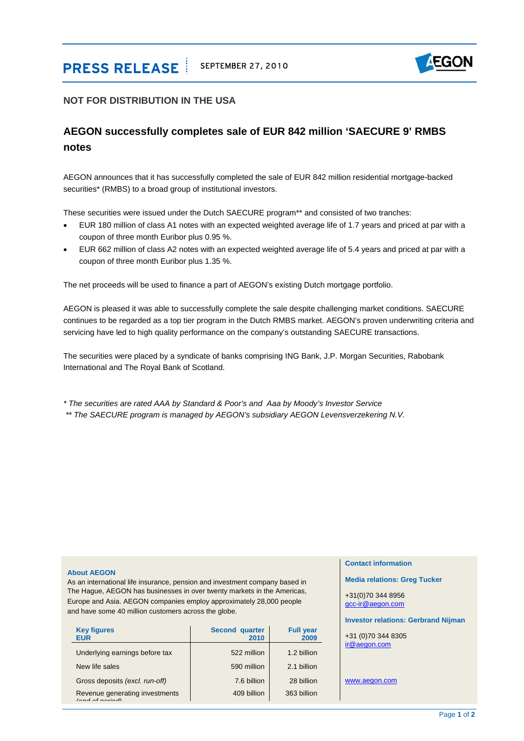**PRESS RELEASE** | SEPTEMBER 27, 2010

## NOT FOR DISTRIBUTION IN THE USA

# AEGON successfully completes sale of EUR 842 million 'SAECURE 9' RMBS notes

AEGON announces that it has successfully completed the sale of EUR 842 million residential mortgage-backed securities* (RMBS) to a broad group of institutional investors.

These securities were issued under the Dutch SAECURE program** and consisted of two tranches:

- EUR 180 million of class A1 notes with an expected weighted average life of 1.7 years and priced at par with a coupon of three month Euribor plus 0.95 %.
- EUR 662 million of class A2 notes with an expected weighted average life of 5.4 years and priced at par with a coupon of three month Euribor plus 1.35 %.

The net proceeds will be used to finance a part of AEGON's existing Dutch mortgage portfolio.

AEGON is pleased it was able to successfully complete the sale despite challenging market conditions. SAECURE continues to be regarded as a top tier program in the Dutch RMBS market. AEGON's proven underwriting criteria and servicing have led to high quality performance on the company's outstanding SAECURE transactions.

The securities were placed by a syndicate of banks comprising ING Bank, J.P. Morgan Securities, Rabobank International and The Royal Bank of Scotland.

*\* The securities are rated AAA by Standard & Poor's and Aaa by Moody's Investor Service*
*\*\* The SAECURE program is managed by AEGON's subsidiary AEGON Levensverzekering N.V.*

**About AEGON**
As an international life insurance, pension and investment company based in The Hague, AEGON has businesses in over twenty markets in the Americas, Europe and Asia. AEGON companies employ approximately 28,000 people and have some 40 million customers across the globe.

| Key figures EUR | Second quarter 2010 | Full year 2009 |
|---|---|---|
| Underlying earnings before tax | 522 million | 1.2 billion |
| New life sales | 590 million | 2.1 billion |
| Gross deposits *(excl. run-off)* | 7.6 billion | 28 billion |
| Revenue generating investments *(end of period)* | 409 billion | 363 billion |

**Contact information**

**Media relations: Greg Tucker**
+31(0)70 344 8956
gcc-ir@aegon.com

**Investor relations: Gerbrand Nijman**
+31 (0)70 344 8305
ir@aegon.com

www.aegon.com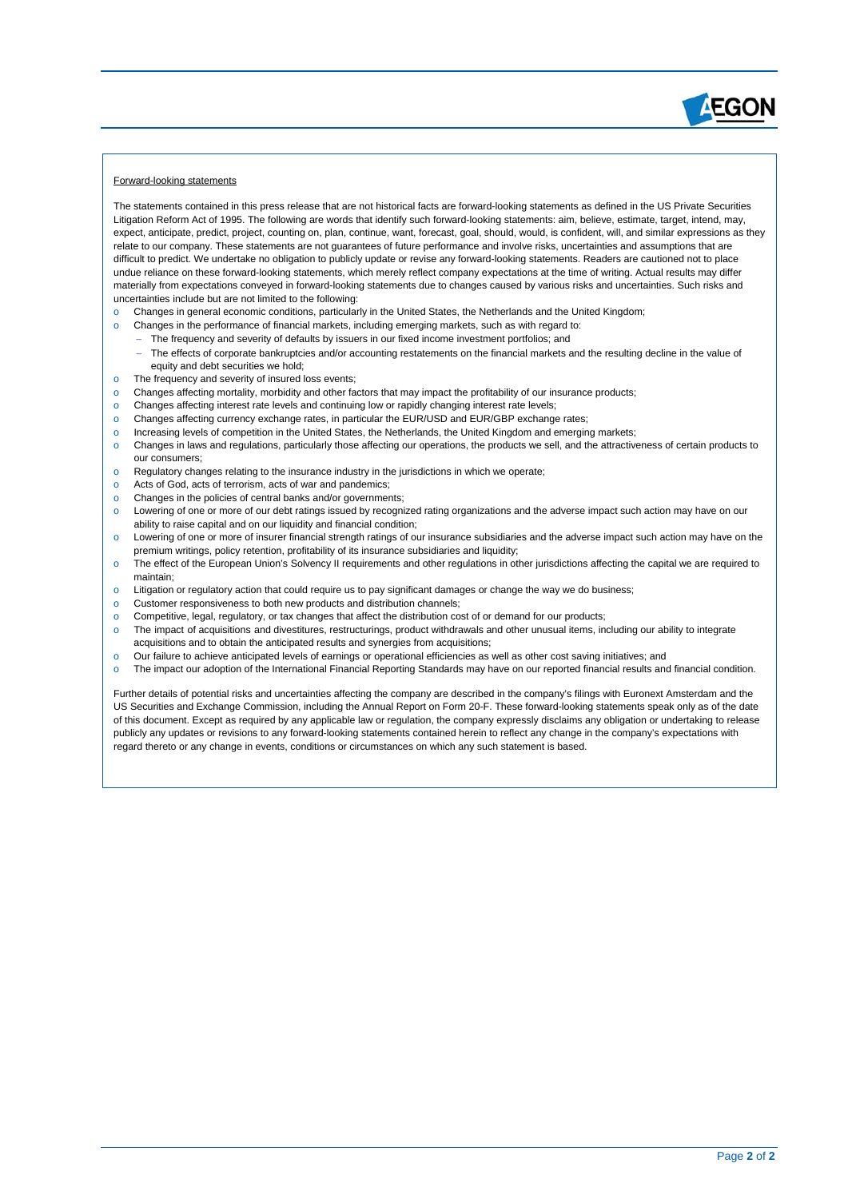Forward-looking statements

The statements contained in this press release that are not historical facts are forward-looking statements as defined in the US Private Securities Litigation Reform Act of 1995. The following are words that identify such forward-looking statements: aim, believe, estimate, target, intend, may, expect, anticipate, predict, project, counting on, plan, continue, want, forecast, goal, should, would, is confident, will, and similar expressions as they relate to our company. These statements are not guarantees of future performance and involve risks, uncertainties and assumptions that are difficult to predict. We undertake no obligation to publicly update or revise any forward-looking statements. Readers are cautioned not to place undue reliance on these forward-looking statements, which merely reflect company expectations at the time of writing. Actual results may differ materially from expectations conveyed in forward-looking statements due to changes caused by various risks and uncertainties. Such risks and uncertainties include but are not limited to the following:

- Changes in general economic conditions, particularly in the United States, the Netherlands and the United Kingdom;
- Changes in the performance of financial markets, including emerging markets, such as with regard to:
  - The frequency and severity of defaults by issuers in our fixed income investment portfolios; and
  - The effects of corporate bankruptcies and/or accounting restatements on the financial markets and the resulting decline in the value of equity and debt securities we hold;
- The frequency and severity of insured loss events;
- Changes affecting mortality, morbidity and other factors that may impact the profitability of our insurance products;
- Changes affecting interest rate levels and continuing low or rapidly changing interest rate levels;
- Changes affecting currency exchange rates, in particular the EUR/USD and EUR/GBP exchange rates;
- Increasing levels of competition in the United States, the Netherlands, the United Kingdom and emerging markets;
- Changes in laws and regulations, particularly those affecting our operations, the products we sell, and the attractiveness of certain products to our consumers;
- Regulatory changes relating to the insurance industry in the jurisdictions in which we operate;
- Acts of God, acts of terrorism, acts of war and pandemics;
- Changes in the policies of central banks and/or governments;
- Lowering of one or more of our debt ratings issued by recognized rating organizations and the adverse impact such action may have on our ability to raise capital and on our liquidity and financial condition;
- Lowering of one or more of insurer financial strength ratings of our insurance subsidiaries and the adverse impact such action may have on the premium writings, policy retention, profitability of its insurance subsidiaries and liquidity;
- The effect of the European Union's Solvency II requirements and other regulations in other jurisdictions affecting the capital we are required to maintain;
- Litigation or regulatory action that could require us to pay significant damages or change the way we do business;
- Customer responsiveness to both new products and distribution channels;
- Competitive, legal, regulatory, or tax changes that affect the distribution cost of or demand for our products;
- The impact of acquisitions and divestitures, restructurings, product withdrawals and other unusual items, including our ability to integrate acquisitions and to obtain the anticipated results and synergies from acquisitions;
- Our failure to achieve anticipated levels of earnings or operational efficiencies as well as other cost saving initiatives; and
- The impact our adoption of the International Financial Reporting Standards may have on our reported financial results and financial condition.

Further details of potential risks and uncertainties affecting the company are described in the company's filings with Euronext Amsterdam and the US Securities and Exchange Commission, including the Annual Report on Form 20-F. These forward-looking statements speak only as of the date of this document. Except as required by any applicable law or regulation, the company expressly disclaims any obligation or undertaking to release publicly any updates or revisions to any forward-looking statements contained herein to reflect any change in the company's expectations with regard thereto or any change in events, conditions or circumstances on which any such statement is based.